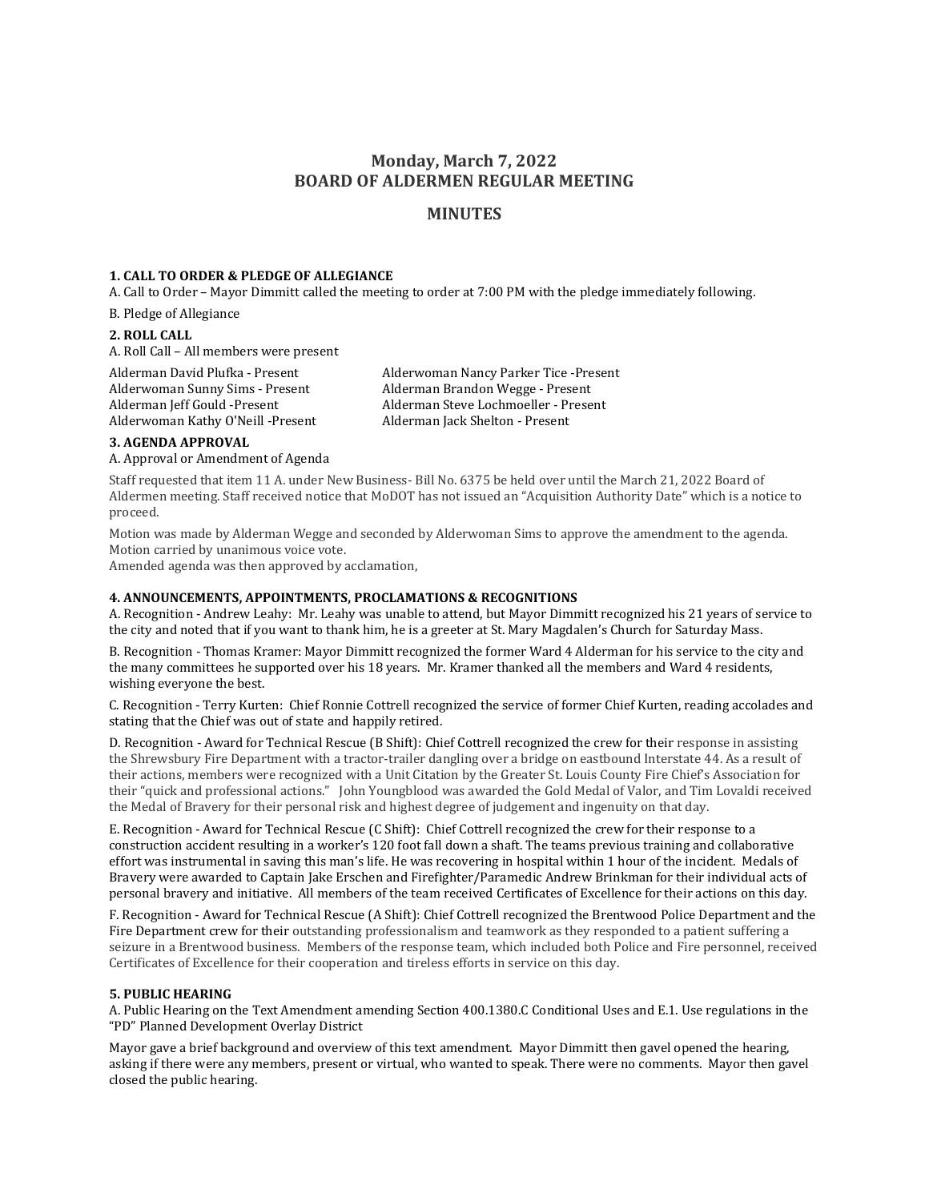# Monday, March 7, 2022
# BOARD OF ALDERMEN REGULAR MEETING

## MINUTES

### 1. CALL TO ORDER & PLEDGE OF ALLEGIANCE

A. Call to Order – Mayor Dimmitt called the meeting to order at 7:00 PM with the pledge immediately following.

B. Pledge of Allegiance

### 2. ROLL CALL

A. Roll Call – All members were present

Alderman David Plufka - Present
Alderwoman Sunny Sims - Present
Alderman Jeff Gould -Present
Alderwoman Kathy O'Neill -Present
Alderwoman Nancy Parker Tice -Present
Alderman Brandon Wegge - Present
Alderman Steve Lochmoeller - Present
Alderman Jack Shelton - Present

### 3. AGENDA APPROVAL

A. Approval or Amendment of Agenda

Staff requested that item 11 A. under New Business- Bill No. 6375 be held over until the March 21, 2022 Board of Aldermen meeting. Staff received notice that MoDOT has not issued an "Acquisition Authority Date" which is a notice to proceed.

Motion was made by Alderman Wegge and seconded by Alderwoman Sims to approve the amendment to the agenda. Motion carried by unanimous voice vote.
Amended agenda was then approved by acclamation,

### 4. ANNOUNCEMENTS, APPOINTMENTS, PROCLAMATIONS & RECOGNITIONS

A. Recognition - Andrew Leahy: Mr. Leahy was unable to attend, but Mayor Dimmitt recognized his 21 years of service to the city and noted that if you want to thank him, he is a greeter at St. Mary Magdalen's Church for Saturday Mass.

B. Recognition - Thomas Kramer: Mayor Dimmitt recognized the former Ward 4 Alderman for his service to the city and the many committees he supported over his 18 years. Mr. Kramer thanked all the members and Ward 4 residents, wishing everyone the best.

C. Recognition - Terry Kurten: Chief Ronnie Cottrell recognized the service of former Chief Kurten, reading accolades and stating that the Chief was out of state and happily retired.

D. Recognition - Award for Technical Rescue (B Shift): Chief Cottrell recognized the crew for their response in assisting the Shrewsbury Fire Department with a tractor-trailer dangling over a bridge on eastbound Interstate 44. As a result of their actions, members were recognized with a Unit Citation by the Greater St. Louis County Fire Chief's Association for their "quick and professional actions." John Youngblood was awarded the Gold Medal of Valor, and Tim Lovaldi received the Medal of Bravery for their personal risk and highest degree of judgement and ingenuity on that day.

E. Recognition - Award for Technical Rescue (C Shift): Chief Cottrell recognized the crew for their response to a construction accident resulting in a worker's 120 foot fall down a shaft. The teams previous training and collaborative effort was instrumental in saving this man's life. He was recovering in hospital within 1 hour of the incident. Medals of Bravery were awarded to Captain Jake Erschen and Firefighter/Paramedic Andrew Brinkman for their individual acts of personal bravery and initiative. All members of the team received Certificates of Excellence for their actions on this day.

F. Recognition - Award for Technical Rescue (A Shift): Chief Cottrell recognized the Brentwood Police Department and the Fire Department crew for their outstanding professionalism and teamwork as they responded to a patient suffering a seizure in a Brentwood business. Members of the response team, which included both Police and Fire personnel, received Certificates of Excellence for their cooperation and tireless efforts in service on this day.

### 5. PUBLIC HEARING

A. Public Hearing on the Text Amendment amending Section 400.1380.C Conditional Uses and E.1. Use regulations in the "PD" Planned Development Overlay District

Mayor gave a brief background and overview of this text amendment. Mayor Dimmitt then gavel opened the hearing, asking if there were any members, present or virtual, who wanted to speak. There were no comments. Mayor then gavel closed the public hearing.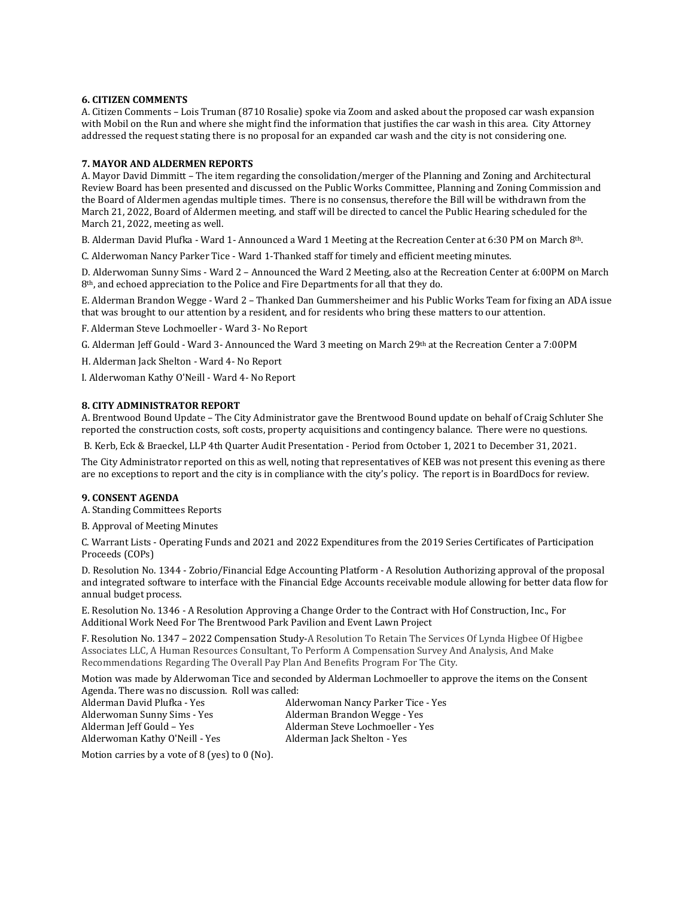**6. CITIZEN COMMENTS**

A. Citizen Comments – Lois Truman (8710 Rosalie) spoke via Zoom and asked about the proposed car wash expansion with Mobil on the Run and where she might find the information that justifies the car wash in this area. City Attorney addressed the request stating there is no proposal for an expanded car wash and the city is not considering one.

**7. MAYOR AND ALDERMEN REPORTS**

A. Mayor David Dimmitt – The item regarding the consolidation/merger of the Planning and Zoning and Architectural Review Board has been presented and discussed on the Public Works Committee, Planning and Zoning Commission and the Board of Aldermen agendas multiple times. There is no consensus, therefore the Bill will be withdrawn from the March 21, 2022, Board of Aldermen meeting, and staff will be directed to cancel the Public Hearing scheduled for the March 21, 2022, meeting as well.

B. Alderman David Plufka - Ward 1- Announced a Ward 1 Meeting at the Recreation Center at 6:30 PM on March 8th.

C. Alderwoman Nancy Parker Tice - Ward 1-Thanked staff for timely and efficient meeting minutes.

D. Alderwoman Sunny Sims - Ward 2 – Announced the Ward 2 Meeting, also at the Recreation Center at 6:00PM on March 8th, and echoed appreciation to the Police and Fire Departments for all that they do.

E. Alderman Brandon Wegge - Ward 2 – Thanked Dan Gummersheimer and his Public Works Team for fixing an ADA issue that was brought to our attention by a resident, and for residents who bring these matters to our attention.

F. Alderman Steve Lochmoeller - Ward 3- No Report

G. Alderman Jeff Gould - Ward 3- Announced the Ward 3 meeting on March 29th at the Recreation Center a 7:00PM

H. Alderman Jack Shelton - Ward 4- No Report

I. Alderwoman Kathy O'Neill - Ward 4- No Report

**8. CITY ADMINISTRATOR REPORT**

A. Brentwood Bound Update – The City Administrator gave the Brentwood Bound update on behalf of Craig Schluter She reported the construction costs, soft costs, property acquisitions and contingency balance. There were no questions.

B. Kerb, Eck & Braeckel, LLP 4th Quarter Audit Presentation - Period from October 1, 2021 to December 31, 2021.

The City Administrator reported on this as well, noting that representatives of KEB was not present this evening as there are no exceptions to report and the city is in compliance with the city's policy. The report is in BoardDocs for review.

**9. CONSENT AGENDA**

A. Standing Committees Reports

B. Approval of Meeting Minutes

C. Warrant Lists - Operating Funds and 2021 and 2022 Expenditures from the 2019 Series Certificates of Participation Proceeds (COPs)

D. Resolution No. 1344 - Zobrio/Financial Edge Accounting Platform - A Resolution Authorizing approval of the proposal and integrated software to interface with the Financial Edge Accounts receivable module allowing for better data flow for annual budget process.

E. Resolution No. 1346 - A Resolution Approving a Change Order to the Contract with Hof Construction, Inc., For Additional Work Need For The Brentwood Park Pavilion and Event Lawn Project

F. Resolution No. 1347 – 2022 Compensation Study-A Resolution To Retain The Services Of Lynda Higbee Of Higbee Associates LLC, A Human Resources Consultant, To Perform A Compensation Survey And Analysis, And Make Recommendations Regarding The Overall Pay Plan And Benefits Program For The City.

Motion was made by Alderwoman Tice and seconded by Alderman Lochmoeller to approve the items on the Consent Agenda. There was no discussion. Roll was called:

Alderman David Plufka - Yes
Alderwoman Nancy Parker Tice - Yes
Alderwoman Sunny Sims - Yes
Alderman Brandon Wegge - Yes
Alderman Jeff Gould – Yes
Alderman Steve Lochmoeller - Yes
Alderwoman Kathy O'Neill - Yes
Alderman Jack Shelton - Yes

Motion carries by a vote of 8 (yes) to 0 (No).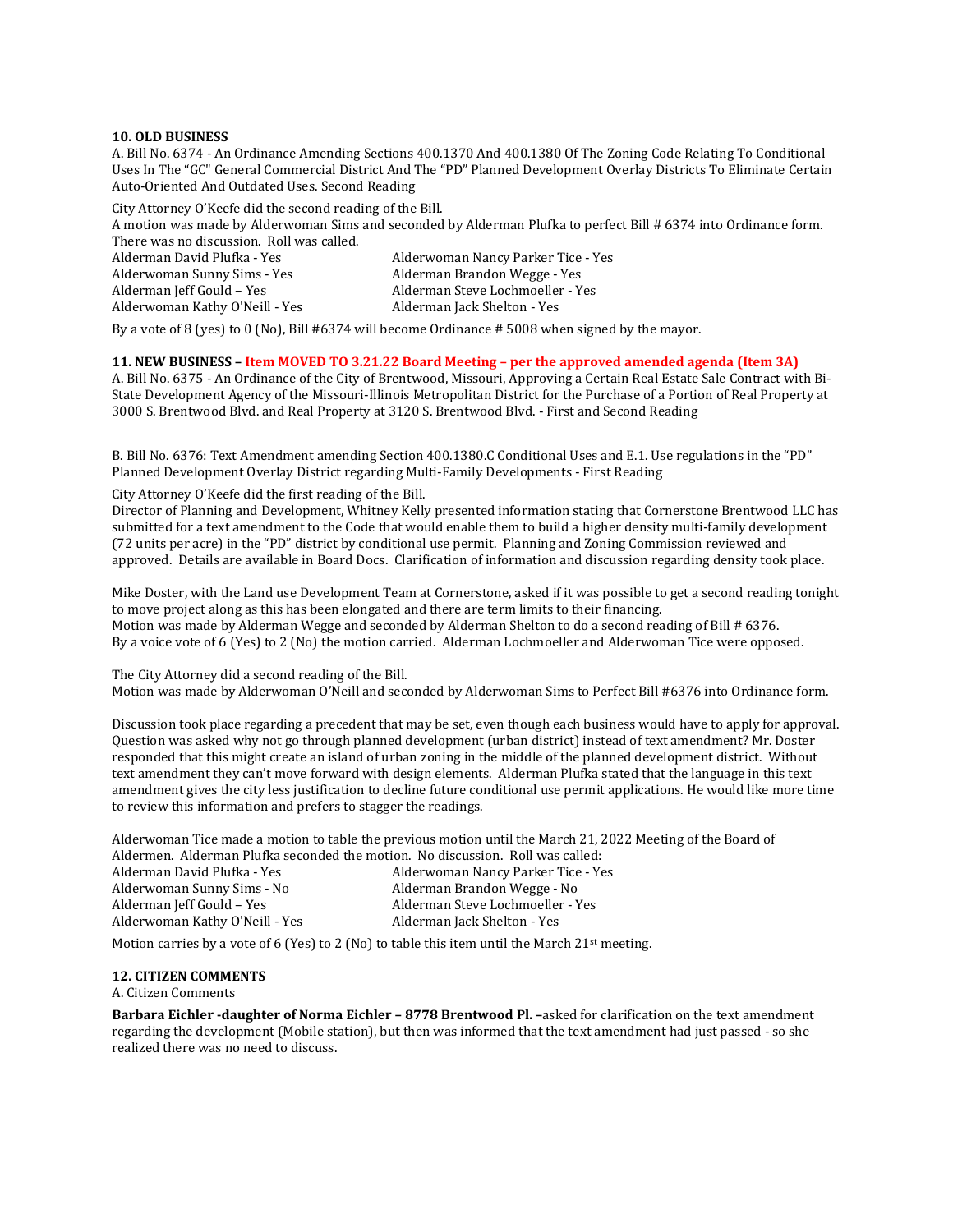**10. OLD BUSINESS**

A. Bill No. 6374 - An Ordinance Amending Sections 400.1370 And 400.1380 Of The Zoning Code Relating To Conditional Uses In The "GC" General Commercial District And The "PD" Planned Development Overlay Districts To Eliminate Certain Auto-Oriented And Outdated Uses. Second Reading

City Attorney O'Keefe did the second reading of the Bill.
A motion was made by Alderwoman Sims and seconded by Alderman Plufka to perfect Bill # 6374 into Ordinance form. There was no discussion. Roll was called.

| | |
|---|---|
| Alderman David Plufka - Yes | Alderwoman Nancy Parker Tice - Yes |
| Alderwoman Sunny Sims - Yes | Alderman Brandon Wegge - Yes |
| Alderman Jeff Gould – Yes | Alderman Steve Lochmoeller - Yes |
| Alderwoman Kathy O'Neill - Yes | Alderman Jack Shelton - Yes |

By a vote of 8 (yes) to 0 (No), Bill #6374 will become Ordinance # 5008 when signed by the mayor.

**11. NEW BUSINESS – Item MOVED TO 3.21.22 Board Meeting – per the approved amended agenda (Item 3A)**

A. Bill No. 6375 - An Ordinance of the City of Brentwood, Missouri, Approving a Certain Real Estate Sale Contract with Bi-State Development Agency of the Missouri-Illinois Metropolitan District for the Purchase of a Portion of Real Property at 3000 S. Brentwood Blvd. and Real Property at 3120 S. Brentwood Blvd. - First and Second Reading

B. Bill No. 6376: Text Amendment amending Section 400.1380.C Conditional Uses and E.1. Use regulations in the "PD" Planned Development Overlay District regarding Multi-Family Developments - First Reading

City Attorney O'Keefe did the first reading of the Bill.
Director of Planning and Development, Whitney Kelly presented information stating that Cornerstone Brentwood LLC has submitted for a text amendment to the Code that would enable them to build a higher density multi-family development (72 units per acre) in the "PD" district by conditional use permit. Planning and Zoning Commission reviewed and approved. Details are available in Board Docs. Clarification of information and discussion regarding density took place.

Mike Doster, with the Land use Development Team at Cornerstone, asked if it was possible to get a second reading tonight to move project along as this has been elongated and there are term limits to their financing.
Motion was made by Alderman Wegge and seconded by Alderman Shelton to do a second reading of Bill # 6376.
By a voice vote of 6 (Yes) to 2 (No) the motion carried. Alderman Lochmoeller and Alderwoman Tice were opposed.

The City Attorney did a second reading of the Bill.
Motion was made by Alderwoman O'Neill and seconded by Alderwoman Sims to Perfect Bill #6376 into Ordinance form.

Discussion took place regarding a precedent that may be set, even though each business would have to apply for approval. Question was asked why not go through planned development (urban district) instead of text amendment? Mr. Doster responded that this might create an island of urban zoning in the middle of the planned development district. Without text amendment they can't move forward with design elements. Alderman Plufka stated that the language in this text amendment gives the city less justification to decline future conditional use permit applications. He would like more time to review this information and prefers to stagger the readings.

Alderwoman Tice made a motion to table the previous motion until the March 21, 2022 Meeting of the Board of Aldermen. Alderman Plufka seconded the motion. No discussion. Roll was called:

| | |
|---|---|
| Alderman David Plufka - Yes | Alderwoman Nancy Parker Tice - Yes |
| Alderwoman Sunny Sims - No | Alderman Brandon Wegge - No |
| Alderman Jeff Gould – Yes | Alderman Steve Lochmoeller - Yes |
| Alderwoman Kathy O'Neill - Yes | Alderman Jack Shelton - Yes |

Motion carries by a vote of 6 (Yes) to 2 (No) to table this item until the March 21st meeting.

**12. CITIZEN COMMENTS**

A. Citizen Comments

**Barbara Eichler -daughter of Norma Eichler – 8778 Brentwood Pl.** –asked for clarification on the text amendment regarding the development (Mobile station), but then was informed that the text amendment had just passed - so she realized there was no need to discuss.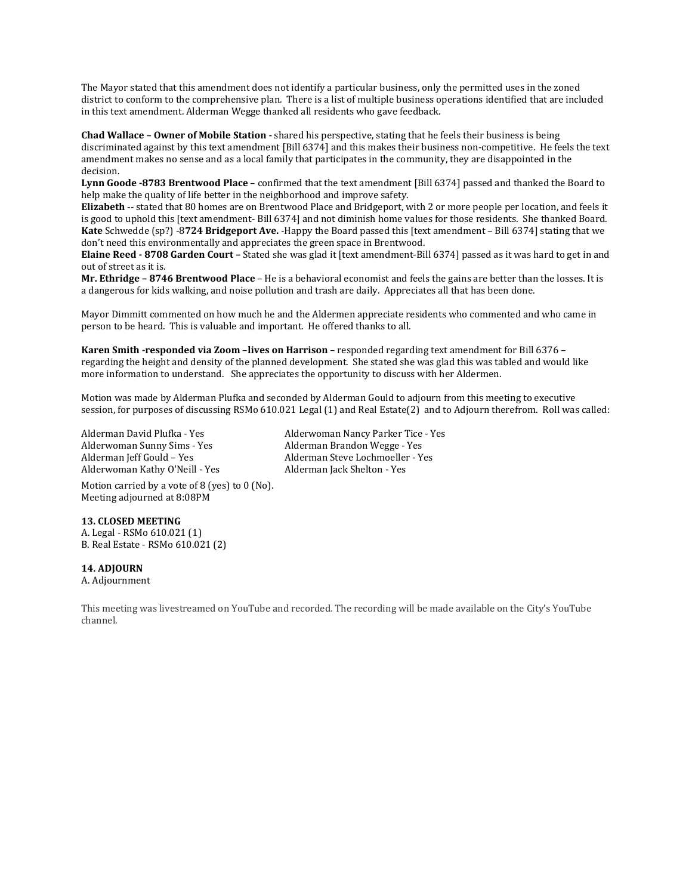The Mayor stated that this amendment does not identify a particular business, only the permitted uses in the zoned district to conform to the comprehensive plan. There is a list of multiple business operations identified that are included in this text amendment. Alderman Wegge thanked all residents who gave feedback.

**Chad Wallace – Owner of Mobile Station -** shared his perspective, stating that he feels their business is being discriminated against by this text amendment [Bill 6374] and this makes their business non-competitive. He feels the text amendment makes no sense and as a local family that participates in the community, they are disappointed in the decision.

**Lynn Goode -8783 Brentwood Place** – confirmed that the text amendment [Bill 6374] passed and thanked the Board to help make the quality of life better in the neighborhood and improve safety.

**Elizabeth** -- stated that 80 homes are on Brentwood Place and Bridgeport, with 2 or more people per location, and feels it is good to uphold this [text amendment- Bill 6374] and not diminish home values for those residents. She thanked Board.

**Kate** Schwedde (sp?) -8**724 Bridgeport Ave.** -Happy the Board passed this [text amendment – Bill 6374] stating that we don't need this environmentally and appreciates the green space in Brentwood.

**Elaine Reed - 8708 Garden Court –** Stated she was glad it [text amendment-Bill 6374] passed as it was hard to get in and out of street as it is.

**Mr. Ethridge – 8746 Brentwood Place** – He is a behavioral economist and feels the gains are better than the losses. It is a dangerous for kids walking, and noise pollution and trash are daily. Appreciates all that has been done.

Mayor Dimmitt commented on how much he and the Aldermen appreciate residents who commented and who came in person to be heard. This is valuable and important. He offered thanks to all.

**Karen Smith -responded via Zoom –lives on Harrison** – responded regarding text amendment for Bill 6376 – regarding the height and density of the planned development. She stated she was glad this was tabled and would like more information to understand. She appreciates the opportunity to discuss with her Aldermen.

Motion was made by Alderman Plufka and seconded by Alderman Gould to adjourn from this meeting to executive session, for purposes of discussing RSMo 610.021 Legal (1) and Real Estate(2) and to Adjourn therefrom. Roll was called:

Alderman David Plufka - Yes
Alderwoman Sunny Sims - Yes
Alderman Jeff Gould – Yes
Alderwoman Kathy O'Neill - Yes
Alderwoman Nancy Parker Tice - Yes
Alderman Brandon Wegge - Yes
Alderman Steve Lochmoeller - Yes
Alderman Jack Shelton - Yes

Motion carried by a vote of 8 (yes) to 0 (No).
Meeting adjourned at 8:08PM

**13. CLOSED MEETING**
A. Legal - RSMo 610.021 (1)
B. Real Estate - RSMo 610.021 (2)

**14. ADJOURN**
A. Adjournment

This meeting was livestreamed on YouTube and recorded. The recording will be made available on the City's YouTube channel.